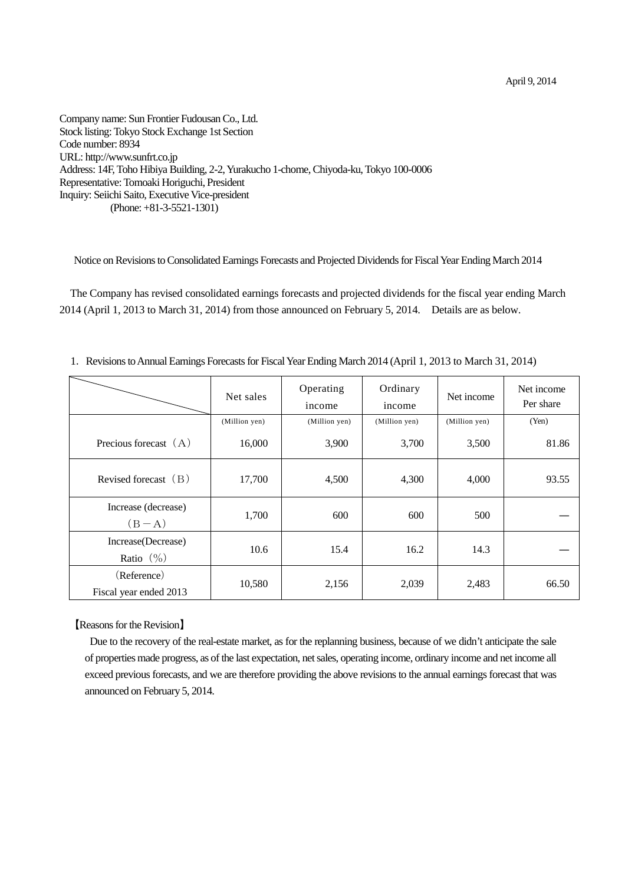April 9, 2014

Company name: Sun Frontier Fudousan Co., Ltd.
Stock listing: Tokyo Stock Exchange 1st Section
Code number: 8934
URL: http://www.sunfrt.co.jp
Address: 14F, Toho Hibiya Building, 2-2, Yurakucho 1-chome, Chiyoda-ku, Tokyo 100-0006
Representative: Tomoaki Horiguchi, President
Inquiry: Seiichi Saito, Executive Vice-president
(Phone: +81-3-5521-1301)

# Notice on Revisions to Consolidated Earnings Forecasts and Projected Dividends for Fiscal Year Ending March 2014

The Company has revised consolidated earnings forecasts and projected dividends for the fiscal year ending March 2014 (April 1, 2013 to March 31, 2014) from those announced on February 5, 2014. Details are as below.

1. Revisions to Annual Earnings Forecasts for Fiscal Year Ending March 2014 (April 1, 2013 to March 31, 2014)

| | Net sales | Operating income | Ordinary income | Net income | Net income Per share |
|---|---|---|---|---|---|
| | (Million yen) | (Million yen) | (Million yen) | (Million yen) | (Yen) |
| Precious forecast（A） | 16,000 | 3,900 | 3,700 | 3,500 | 81.86 |
| Revised forecast（B） | 17,700 | 4,500 | 4,300 | 4,000 | 93.55 |
| Increase (decrease)（B－A） | 1,700 | 600 | 600 | 500 | ― |
| Increase(Decrease) Ratio（%） | 10.6 | 15.4 | 16.2 | 14.3 | ― |
| （Reference）Fiscal year ended 2013 | 10,580 | 2,156 | 2,039 | 2,483 | 66.50 |

【Reasons for the Revision】

Due to the recovery of the real-estate market, as for the replanning business, because of we didn't anticipate the sale of properties made progress, as of the last expectation, net sales, operating income, ordinary income and net income all exceed previous forecasts, and we are therefore providing the above revisions to the annual earnings forecast that was announced on February 5, 2014.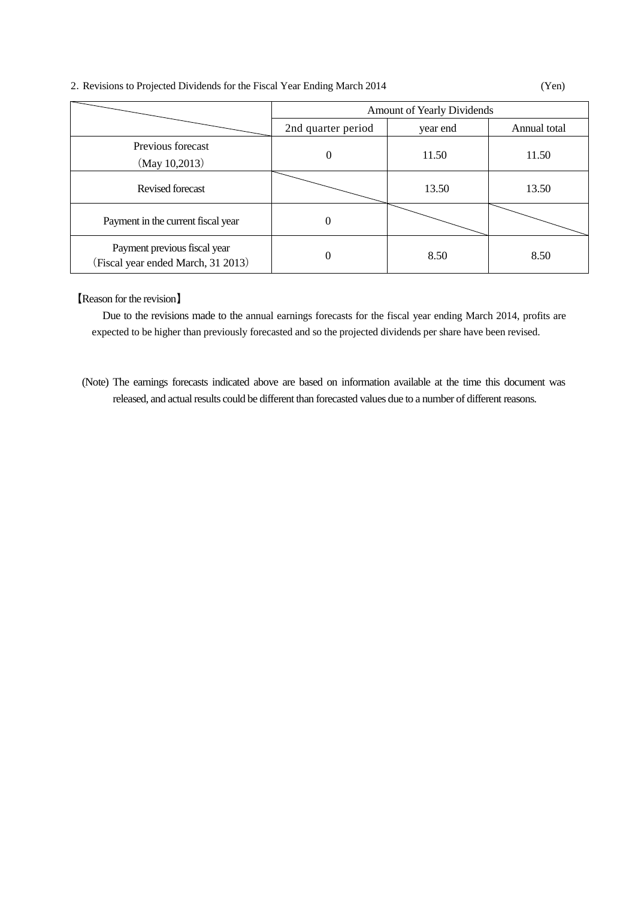2. Revisions to Projected Dividends for the Fiscal Year Ending March 2014 (Yen)

| | Amount of Yearly Dividends | | |
|---|---|---|---|
| | 2nd quarter period | year end | Annual total |
| Previous forecast (May 10,2013) | 0 | 11.50 | 11.50 |
| Revised forecast | | 13.50 | 13.50 |
| Payment in the current fiscal year | 0 | | |
| Payment previous fiscal year (Fiscal year ended March, 31 2013) | 0 | 8.50 | 8.50 |

【Reason for the revision】

Due to the revisions made to the annual earnings forecasts for the fiscal year ending March 2014, profits are expected to be higher than previously forecasted and so the projected dividends per share have been revised.

(Note) The earnings forecasts indicated above are based on information available at the time this document was released, and actual results could be different than forecasted values due to a number of different reasons.